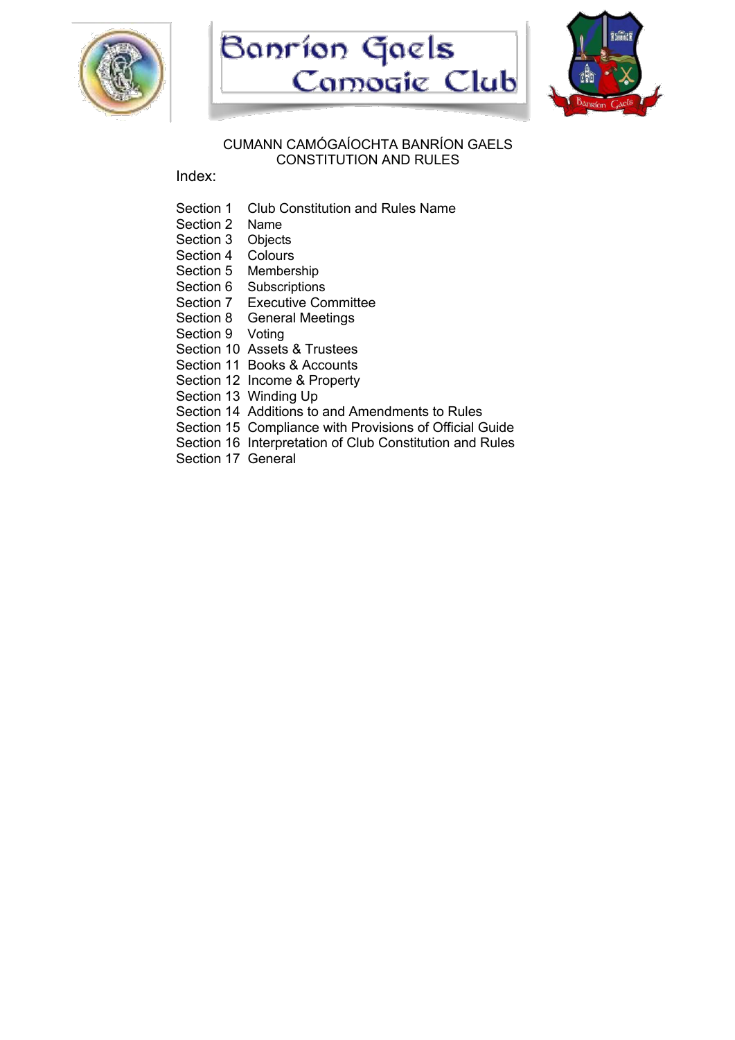Banríon Gaels Camogie Club

# CUMANN CAMÓGAÍOCHTA BANRÍON GAELS
# CONSTITUTION AND RULES

Index:

| | |
|---|---|
| Section 1 | Club Constitution and Rules Name |
| Section 2 | Name |
| Section 3 | Objects |
| Section 4 | Colours |
| Section 5 | Membership |
| Section 6 | Subscriptions |
| Section 7 | Executive Committee |
| Section 8 | General Meetings |
| Section 9 | Voting |
| Section 10 | Assets & Trustees |
| Section 11 | Books & Accounts |
| Section 12 | Income & Property |
| Section 13 | Winding Up |
| Section 14 | Additions to and Amendments to Rules |
| Section 15 | Compliance with Provisions of Official Guide |
| Section 16 | Interpretation of Club Constitution and Rules |
| Section 17 | General |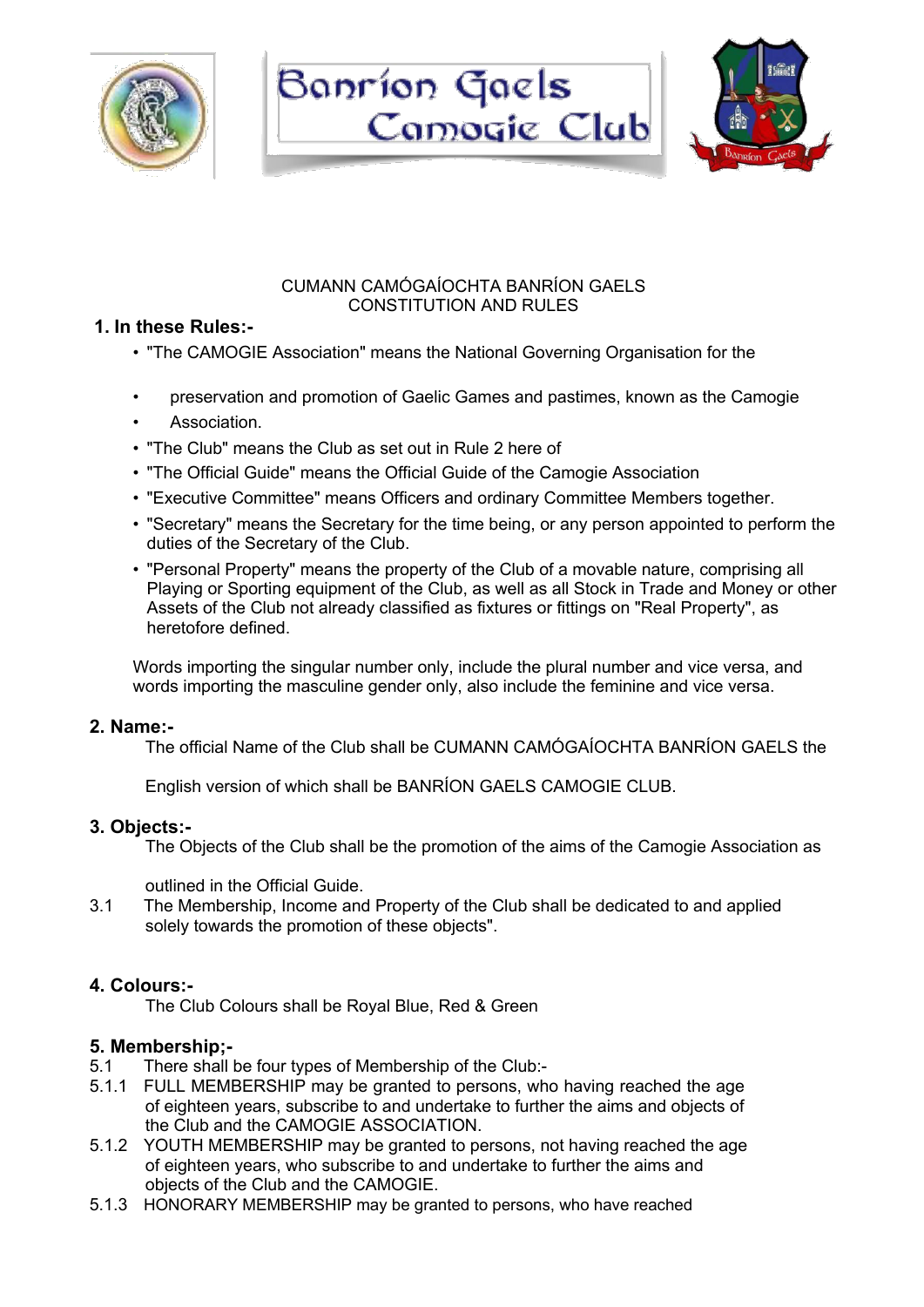Banrion Gaels Camogie Club

CUMANN CAMÓGAÍOCHTA BANRÍON GAELS
CONSTITUTION AND RULES

## 1. In these Rules:-

- "The CAMOGIE Association" means the National Governing Organisation for the
- preservation and promotion of Gaelic Games and pastimes, known as the Camogie
- Association.
- "The Club" means the Club as set out in Rule 2 here of
- "The Official Guide" means the Official Guide of the Camogie Association
- "Executive Committee" means Officers and ordinary Committee Members together.
- "Secretary" means the Secretary for the time being, or any person appointed to perform the duties of the Secretary of the Club.
- "Personal Property" means the property of the Club of a movable nature, comprising all Playing or Sporting equipment of the Club, as well as all Stock in Trade and Money or other Assets of the Club not already classified as fixtures or fittings on "Real Property", as heretofore defined.

Words importing the singular number only, include the plural number and vice versa, and words importing the masculine gender only, also include the feminine and vice versa.

## 2. Name:-

The official Name of the Club shall be CUMANN CAMÓGAÍOCHTA BANRÍON GAELS the

English version of which shall be BANRÍON GAELS CAMOGIE CLUB.

## 3. Objects:-

The Objects of the Club shall be the promotion of the aims of the Camogie Association as

outlined in the Official Guide.

3.1 The Membership, Income and Property of the Club shall be dedicated to and applied solely towards the promotion of these objects".

## 4. Colours:-

The Club Colours shall be Royal Blue, Red & Green

## 5. Membership;-

5.1 There shall be four types of Membership of the Club:-

5.1.1 FULL MEMBERSHIP may be granted to persons, who having reached the age of eighteen years, subscribe to and undertake to further the aims and objects of the Club and the CAMOGIE ASSOCIATION.

5.1.2 YOUTH MEMBERSHIP may be granted to persons, not having reached the age of eighteen years, who subscribe to and undertake to further the aims and objects of the Club and the CAMOGIE.

5.1.3 HONORARY MEMBERSHIP may be granted to persons, who have reached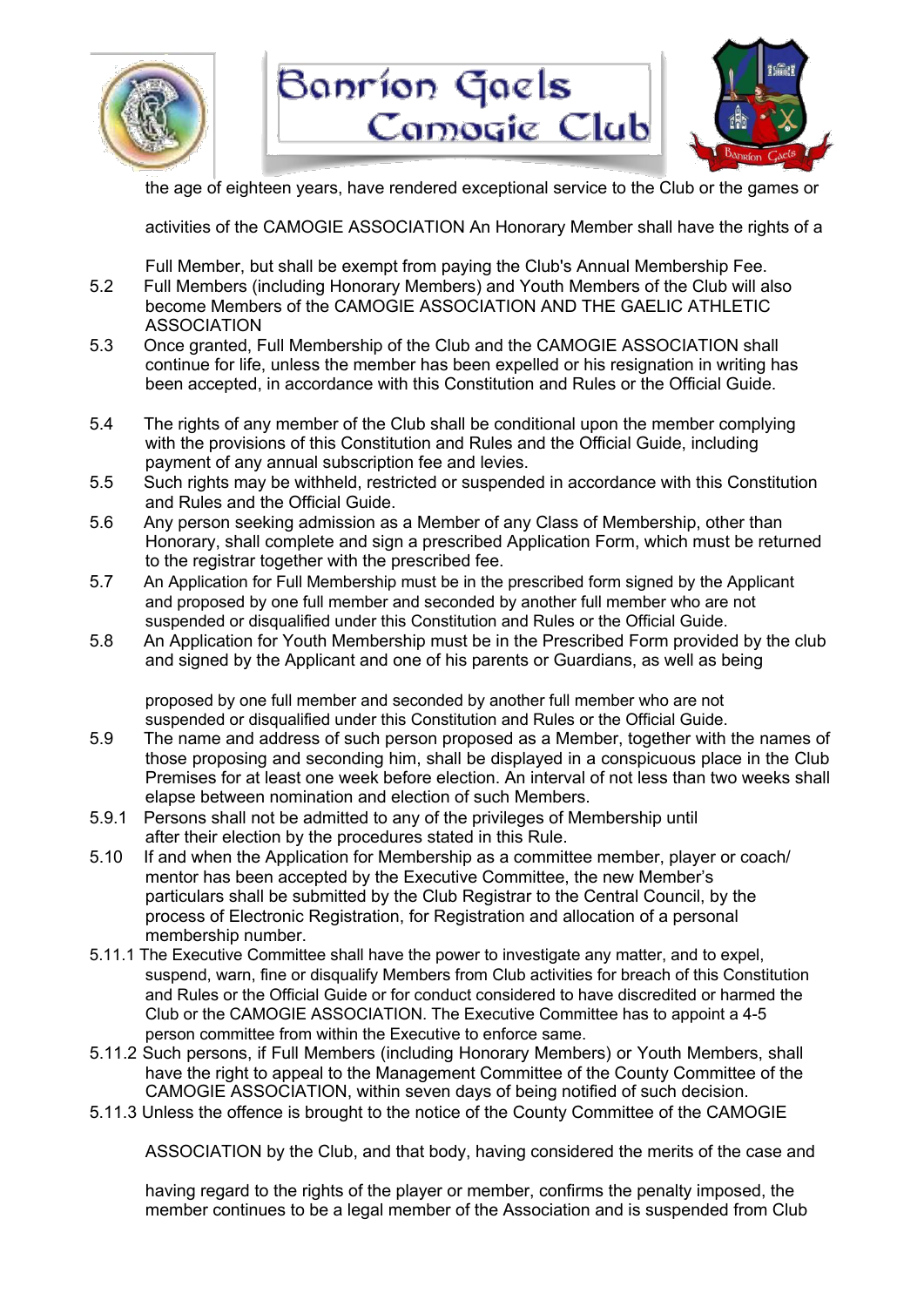the age of eighteen years, have rendered exceptional service to the Club or the games or activities of the CAMOGIE ASSOCIATION An Honorary Member shall have the rights of a Full Member, but shall be exempt from paying the Club's Annual Membership Fee.

5.2 Full Members (including Honorary Members) and Youth Members of the Club will also become Members of the CAMOGIE ASSOCIATION AND THE GAELIC ATHLETIC ASSOCIATION

5.3 Once granted, Full Membership of the Club and the CAMOGIE ASSOCIATION shall continue for life, unless the member has been expelled or his resignation in writing has been accepted, in accordance with this Constitution and Rules or the Official Guide.

5.4 The rights of any member of the Club shall be conditional upon the member complying with the provisions of this Constitution and Rules and the Official Guide, including payment of any annual subscription fee and levies.

5.5 Such rights may be withheld, restricted or suspended in accordance with this Constitution and Rules and the Official Guide.

5.6 Any person seeking admission as a Member of any Class of Membership, other than Honorary, shall complete and sign a prescribed Application Form, which must be returned to the registrar together with the prescribed fee.

5.7 An Application for Full Membership must be in the prescribed form signed by the Applicant and proposed by one full member and seconded by another full member who are not suspended or disqualified under this Constitution and Rules or the Official Guide.

5.8 An Application for Youth Membership must be in the Prescribed Form provided by the club and signed by the Applicant and one of his parents or Guardians, as well as being proposed by one full member and seconded by another full member who are not suspended or disqualified under this Constitution and Rules or the Official Guide.

5.9 The name and address of such person proposed as a Member, together with the names of those proposing and seconding him, shall be displayed in a conspicuous place in the Club Premises for at least one week before election. An interval of not less than two weeks shall elapse between nomination and election of such Members.

5.9.1 Persons shall not be admitted to any of the privileges of Membership until after their election by the procedures stated in this Rule.

5.10 If and when the Application for Membership as a committee member, player or coach/ mentor has been accepted by the Executive Committee, the new Member's particulars shall be submitted by the Club Registrar to the Central Council, by the process of Electronic Registration, for Registration and allocation of a personal membership number.

5.11.1 The Executive Committee shall have the power to investigate any matter, and to expel, suspend, warn, fine or disqualify Members from Club activities for breach of this Constitution and Rules or the Official Guide or for conduct considered to have discredited or harmed the Club or the CAMOGIE ASSOCIATION. The Executive Committee has to appoint a 4-5 person committee from within the Executive to enforce same.

5.11.2 Such persons, if Full Members (including Honorary Members) or Youth Members, shall have the right to appeal to the Management Committee of the County Committee of the CAMOGIE ASSOCIATION, within seven days of being notified of such decision.

5.11.3 Unless the offence is brought to the notice of the County Committee of the CAMOGIE ASSOCIATION by the Club, and that body, having considered the merits of the case and having regard to the rights of the player or member, confirms the penalty imposed, the member continues to be a legal member of the Association and is suspended from Club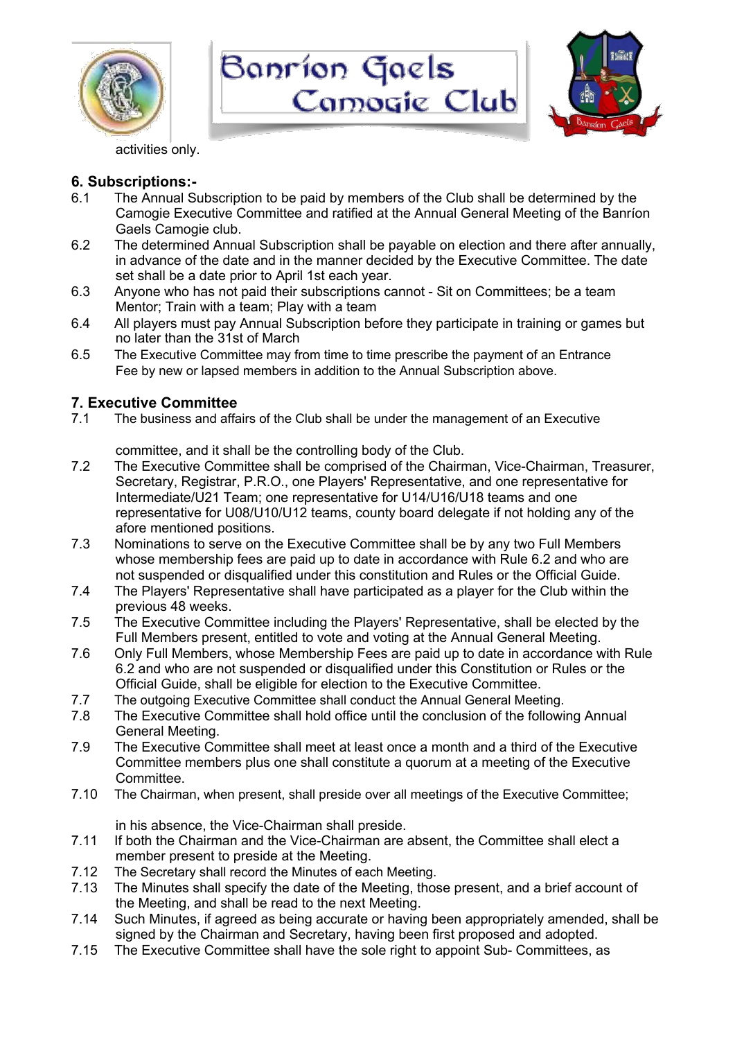activities only.

## 6. Subscriptions:-

6.1 The Annual Subscription to be paid by members of the Club shall be determined by the Camogie Executive Committee and ratified at the Annual General Meeting of the Banríon Gaels Camogie club.

6.2 The determined Annual Subscription shall be payable on election and there after annually, in advance of the date and in the manner decided by the Executive Committee. The date set shall be a date prior to April 1st each year.

6.3 Anyone who has not paid their subscriptions cannot - Sit on Committees; be a team Mentor; Train with a team; Play with a team

6.4 All players must pay Annual Subscription before they participate in training or games but no later than the 31st of March

6.5 The Executive Committee may from time to time prescribe the payment of an Entrance Fee by new or lapsed members in addition to the Annual Subscription above.

## 7. Executive Committee

7.1 The business and affairs of the Club shall be under the management of an Executive committee, and it shall be the controlling body of the Club.

7.2 The Executive Committee shall be comprised of the Chairman, Vice-Chairman, Treasurer, Secretary, Registrar, P.R.O., one Players' Representative, and one representative for Intermediate/U21 Team; one representative for U14/U16/U18 teams and one representative for U08/U10/U12 teams, county board delegate if not holding any of the afore mentioned positions.

7.3 Nominations to serve on the Executive Committee shall be by any two Full Members whose membership fees are paid up to date in accordance with Rule 6.2 and who are not suspended or disqualified under this constitution and Rules or the Official Guide.

7.4 The Players' Representative shall have participated as a player for the Club within the previous 48 weeks.

7.5 The Executive Committee including the Players' Representative, shall be elected by the Full Members present, entitled to vote and voting at the Annual General Meeting.

7.6 Only Full Members, whose Membership Fees are paid up to date in accordance with Rule 6.2 and who are not suspended or disqualified under this Constitution or Rules or the Official Guide, shall be eligible for election to the Executive Committee.

7.7 The outgoing Executive Committee shall conduct the Annual General Meeting.

7.8 The Executive Committee shall hold office until the conclusion of the following Annual General Meeting.

7.9 The Executive Committee shall meet at least once a month and a third of the Executive Committee members plus one shall constitute a quorum at a meeting of the Executive Committee.

7.10 The Chairman, when present, shall preside over all meetings of the Executive Committee; in his absence, the Vice-Chairman shall preside.

7.11 If both the Chairman and the Vice-Chairman are absent, the Committee shall elect a member present to preside at the Meeting.

7.12 The Secretary shall record the Minutes of each Meeting.

7.13 The Minutes shall specify the date of the Meeting, those present, and a brief account of the Meeting, and shall be read to the next Meeting.

7.14 Such Minutes, if agreed as being accurate or having been appropriately amended, shall be signed by the Chairman and Secretary, having been first proposed and adopted.

7.15 The Executive Committee shall have the sole right to appoint Sub- Committees, as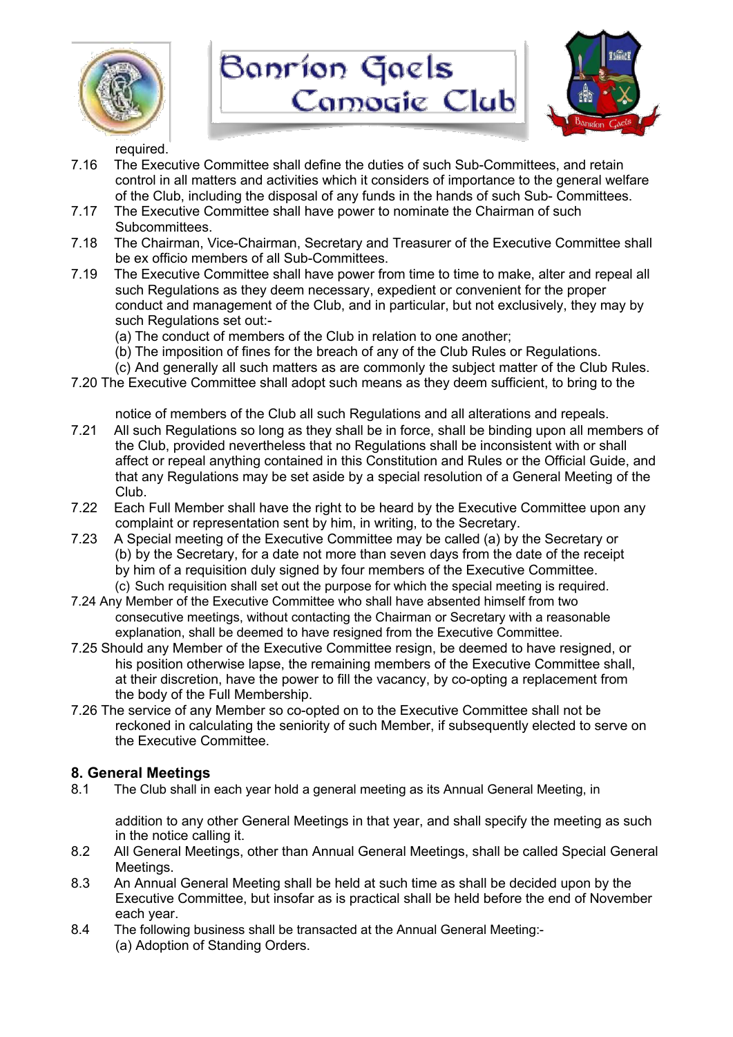required.

7.16 The Executive Committee shall define the duties of such Sub-Committees, and retain control in all matters and activities which it considers of importance to the general welfare of the Club, including the disposal of any funds in the hands of such Sub- Committees.

7.17 The Executive Committee shall have power to nominate the Chairman of such Subcommittees.

7.18 The Chairman, Vice-Chairman, Secretary and Treasurer of the Executive Committee shall be ex officio members of all Sub-Committees.

7.19 The Executive Committee shall have power from time to time to make, alter and repeal all such Regulations as they deem necessary, expedient or convenient for the proper conduct and management of the Club, and in particular, but not exclusively, they may by such Regulations set out:-
(a) The conduct of members of the Club in relation to one another;
(b) The imposition of fines for the breach of any of the Club Rules or Regulations.
(c) And generally all such matters as are commonly the subject matter of the Club Rules.

7.20 The Executive Committee shall adopt such means as they deem sufficient, to bring to the notice of members of the Club all such Regulations and all alterations and repeals.

7.21 All such Regulations so long as they shall be in force, shall be binding upon all members of the Club, provided nevertheless that no Regulations shall be inconsistent with or shall affect or repeal anything contained in this Constitution and Rules or the Official Guide, and that any Regulations may be set aside by a special resolution of a General Meeting of the Club.

7.22 Each Full Member shall have the right to be heard by the Executive Committee upon any complaint or representation sent by him, in writing, to the Secretary.

7.23 A Special meeting of the Executive Committee may be called (a) by the Secretary or (b) by the Secretary, for a date not more than seven days from the date of the receipt by him of a requisition duly signed by four members of the Executive Committee.
(c) Such requisition shall set out the purpose for which the special meeting is required.

7.24 Any Member of the Executive Committee who shall have absented himself from two consecutive meetings, without contacting the Chairman or Secretary with a reasonable explanation, shall be deemed to have resigned from the Executive Committee.

7.25 Should any Member of the Executive Committee resign, be deemed to have resigned, or his position otherwise lapse, the remaining members of the Executive Committee shall, at their discretion, have the power to fill the vacancy, by co-opting a replacement from the body of the Full Membership.

7.26 The service of any Member so co-opted on to the Executive Committee shall not be reckoned in calculating the seniority of such Member, if subsequently elected to serve on the Executive Committee.

## 8. General Meetings

8.1 The Club shall in each year hold a general meeting as its Annual General Meeting, in addition to any other General Meetings in that year, and shall specify the meeting as such in the notice calling it.

8.2 All General Meetings, other than Annual General Meetings, shall be called Special General Meetings.

8.3 An Annual General Meeting shall be held at such time as shall be decided upon by the Executive Committee, but insofar as is practical shall be held before the end of November each year.

8.4 The following business shall be transacted at the Annual General Meeting:-
(a) Adoption of Standing Orders.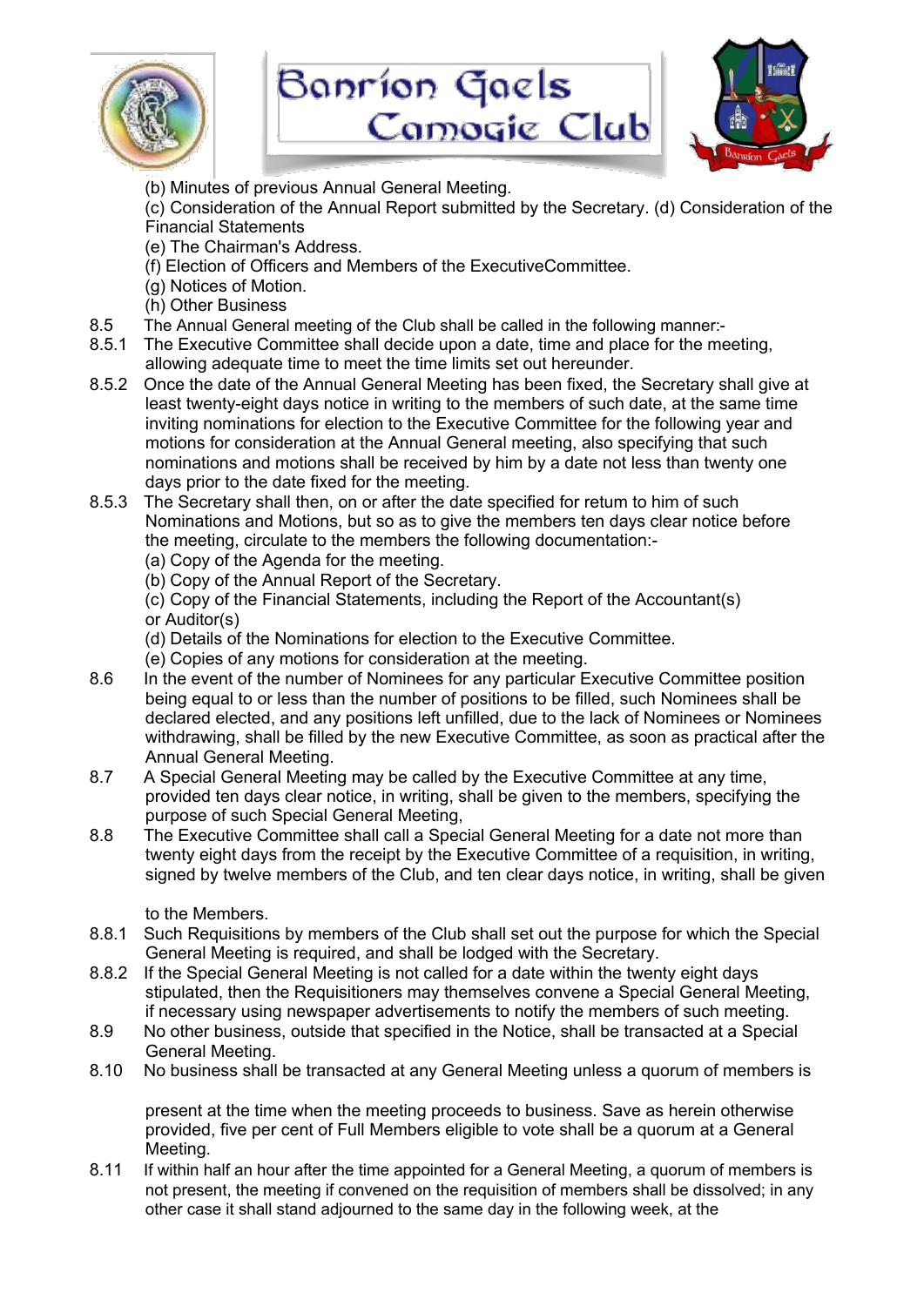(b) Minutes of previous Annual General Meeting.
(c) Consideration of the Annual Report submitted by the Secretary. (d) Consideration of the Financial Statements
(e) The Chairman's Address.
(f) Election of Officers and Members of the ExecutiveCommittee.
(g) Notices of Motion.
(h) Other Business

8.5 The Annual General meeting of the Club shall be called in the following manner:-

8.5.1 The Executive Committee shall decide upon a date, time and place for the meeting, allowing adequate time to meet the time limits set out hereunder.

8.5.2 Once the date of the Annual General Meeting has been fixed, the Secretary shall give at least twenty-eight days notice in writing to the members of such date, at the same time inviting nominations for election to the Executive Committee for the following year and motions for consideration at the Annual General meeting, also specifying that such nominations and motions shall be received by him by a date not less than twenty one days prior to the date fixed for the meeting.

8.5.3 The Secretary shall then, on or after the date specified for retum to him of such Nominations and Motions, but so as to give the members ten days clear notice before the meeting, circulate to the members the following documentation:-
(a) Copy of the Agenda for the meeting.
(b) Copy of the Annual Report of the Secretary.
(c) Copy of the Financial Statements, including the Report of the Accountant(s) or Auditor(s)
(d) Details of the Nominations for election to the Executive Committee.
(e) Copies of any motions for consideration at the meeting.

8.6 In the event of the number of Nominees for any particular Executive Committee position being equal to or less than the number of positions to be filled, such Nominees shall be declared elected, and any positions left unfilled, due to the lack of Nominees or Nominees withdrawing, shall be filled by the new Executive Committee, as soon as practical after the Annual General Meeting.

8.7 A Special General Meeting may be called by the Executive Committee at any time, provided ten days clear notice, in writing, shall be given to the members, specifying the purpose of such Special General Meeting,

8.8 The Executive Committee shall call a Special General Meeting for a date not more than twenty eight days from the receipt by the Executive Committee of a requisition, in writing, signed by twelve members of the Club, and ten clear days notice, in writing, shall be given to the Members.

8.8.1 Such Requisitions by members of the Club shall set out the purpose for which the Special General Meeting is required, and shall be lodged with the Secretary.

8.8.2 If the Special General Meeting is not called for a date within the twenty eight days stipulated, then the Requisitioners may themselves convene a Special General Meeting, if necessary using newspaper advertisements to notify the members of such meeting.

8.9 No other business, outside that specified in the Notice, shall be transacted at a Special General Meeting.

8.10 No business shall be transacted at any General Meeting unless a quorum of members is present at the time when the meeting proceeds to business. Save as herein otherwise provided, five per cent of Full Members eligible to vote shall be a quorum at a General Meeting.

8.11 If within half an hour after the time appointed for a General Meeting, a quorum of members is not present, the meeting if convened on the requisition of members shall be dissolved; in any other case it shall stand adjourned to the same day in the following week, at the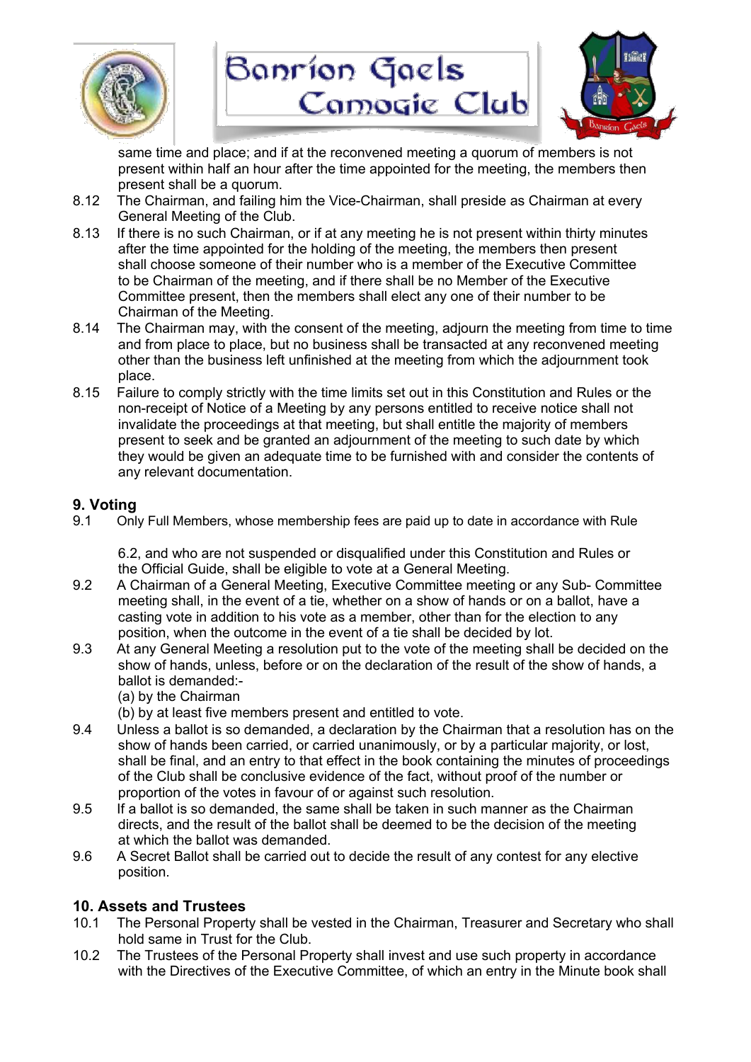same time and place; and if at the reconvened meeting a quorum of members is not present within half an hour after the time appointed for the meeting, the members then present shall be a quorum.

8.12 The Chairman, and failing him the Vice-Chairman, shall preside as Chairman at every General Meeting of the Club.

8.13 If there is no such Chairman, or if at any meeting he is not present within thirty minutes after the time appointed for the holding of the meeting, the members then present shall choose someone of their number who is a member of the Executive Committee to be Chairman of the meeting, and if there shall be no Member of the Executive Committee present, then the members shall elect any one of their number to be Chairman of the Meeting.

8.14 The Chairman may, with the consent of the meeting, adjourn the meeting from time to time and from place to place, but no business shall be transacted at any reconvened meeting other than the business left unfinished at the meeting from which the adjournment took place.

8.15 Failure to comply strictly with the time limits set out in this Constitution and Rules or the non-receipt of Notice of a Meeting by any persons entitled to receive notice shall not invalidate the proceedings at that meeting, but shall entitle the majority of members present to seek and be granted an adjournment of the meeting to such date by which they would be given an adequate time to be furnished with and consider the contents of any relevant documentation.

## 9. Voting

9.1 Only Full Members, whose membership fees are paid up to date in accordance with Rule 6.2, and who are not suspended or disqualified under this Constitution and Rules or the Official Guide, shall be eligible to vote at a General Meeting.

9.2 A Chairman of a General Meeting, Executive Committee meeting or any Sub- Committee meeting shall, in the event of a tie, whether on a show of hands or on a ballot, have a casting vote in addition to his vote as a member, other than for the election to any position, when the outcome in the event of a tie shall be decided by lot.

9.3 At any General Meeting a resolution put to the vote of the meeting shall be decided on the show of hands, unless, before or on the declaration of the result of the show of hands, a ballot is demanded:-
(a) by the Chairman
(b) by at least five members present and entitled to vote.

9.4 Unless a ballot is so demanded, a declaration by the Chairman that a resolution has on the show of hands been carried, or carried unanimously, or by a particular majority, or lost, shall be final, and an entry to that effect in the book containing the minutes of proceedings of the Club shall be conclusive evidence of the fact, without proof of the number or proportion of the votes in favour of or against such resolution.

9.5 If a ballot is so demanded, the same shall be taken in such manner as the Chairman directs, and the result of the ballot shall be deemed to be the decision of the meeting at which the ballot was demanded.

9.6 A Secret Ballot shall be carried out to decide the result of any contest for any elective position.

## 10. Assets and Trustees

10.1 The Personal Property shall be vested in the Chairman, Treasurer and Secretary who shall hold same in Trust for the Club.

10.2 The Trustees of the Personal Property shall invest and use such property in accordance with the Directives of the Executive Committee, of which an entry in the Minute book shall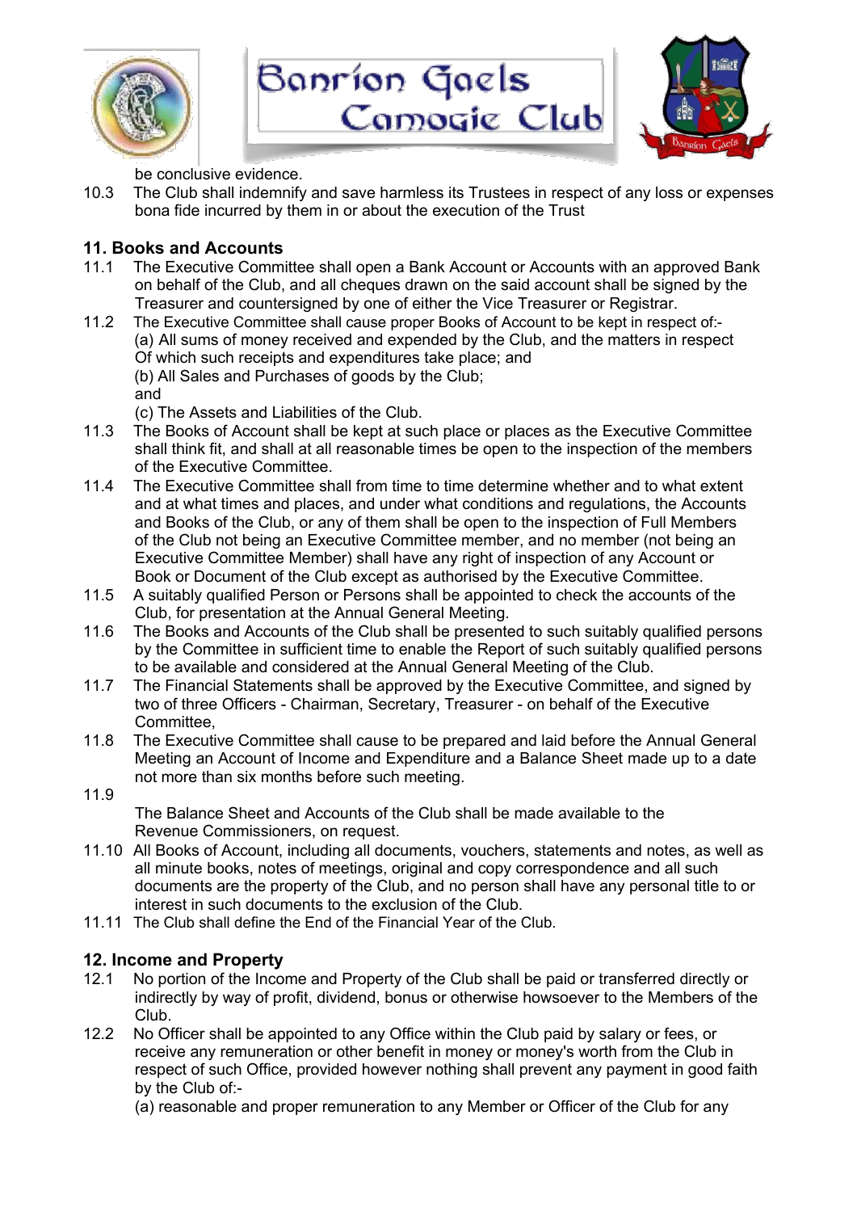be conclusive evidence.

10.3 The Club shall indemnify and save harmless its Trustees in respect of any loss or expenses bona fide incurred by them in or about the execution of the Trust

## 11. Books and Accounts

11.1 The Executive Committee shall open a Bank Account or Accounts with an approved Bank on behalf of the Club, and all cheques drawn on the said account shall be signed by the Treasurer and countersigned by one of either the Vice Treasurer or Registrar.

11.2 The Executive Committee shall cause proper Books of Account to be kept in respect of:-
(a) All sums of money received and expended by the Club, and the matters in respect Of which such receipts and expenditures take place; and
(b) All Sales and Purchases of goods by the Club;
and
(c) The Assets and Liabilities of the Club.

11.3 The Books of Account shall be kept at such place or places as the Executive Committee shall think fit, and shall at all reasonable times be open to the inspection of the members of the Executive Committee.

11.4 The Executive Committee shall from time to time determine whether and to what extent and at what times and places, and under what conditions and regulations, the Accounts and Books of the Club, or any of them shall be open to the inspection of Full Members of the Club not being an Executive Committee member, and no member (not being an Executive Committee Member) shall have any right of inspection of any Account or Book or Document of the Club except as authorised by the Executive Committee.

11.5 A suitably qualified Person or Persons shall be appointed to check the accounts of the Club, for presentation at the Annual General Meeting.

11.6 The Books and Accounts of the Club shall be presented to such suitably qualified persons by the Committee in sufficient time to enable the Report of such suitably qualified persons to be available and considered at the Annual General Meeting of the Club.

11.7 The Financial Statements shall be approved by the Executive Committee, and signed by two of three Officers - Chairman, Secretary, Treasurer - on behalf of the Executive Committee,

11.8 The Executive Committee shall cause to be prepared and laid before the Annual General Meeting an Account of Income and Expenditure and a Balance Sheet made up to a date not more than six months before such meeting.

11.9 The Balance Sheet and Accounts of the Club shall be made available to the Revenue Commissioners, on request.

11.10 All Books of Account, including all documents, vouchers, statements and notes, as well as all minute books, notes of meetings, original and copy correspondence and all such documents are the property of the Club, and no person shall have any personal title to or interest in such documents to the exclusion of the Club.

11.11 The Club shall define the End of the Financial Year of the Club.

## 12. Income and Property

12.1 No portion of the Income and Property of the Club shall be paid or transferred directly or indirectly by way of profit, dividend, bonus or otherwise howsoever to the Members of the Club.

12.2 No Officer shall be appointed to any Office within the Club paid by salary or fees, or receive any remuneration or other benefit in money or money's worth from the Club in respect of such Office, provided however nothing shall prevent any payment in good faith by the Club of:-
(a) reasonable and proper remuneration to any Member or Officer of the Club for any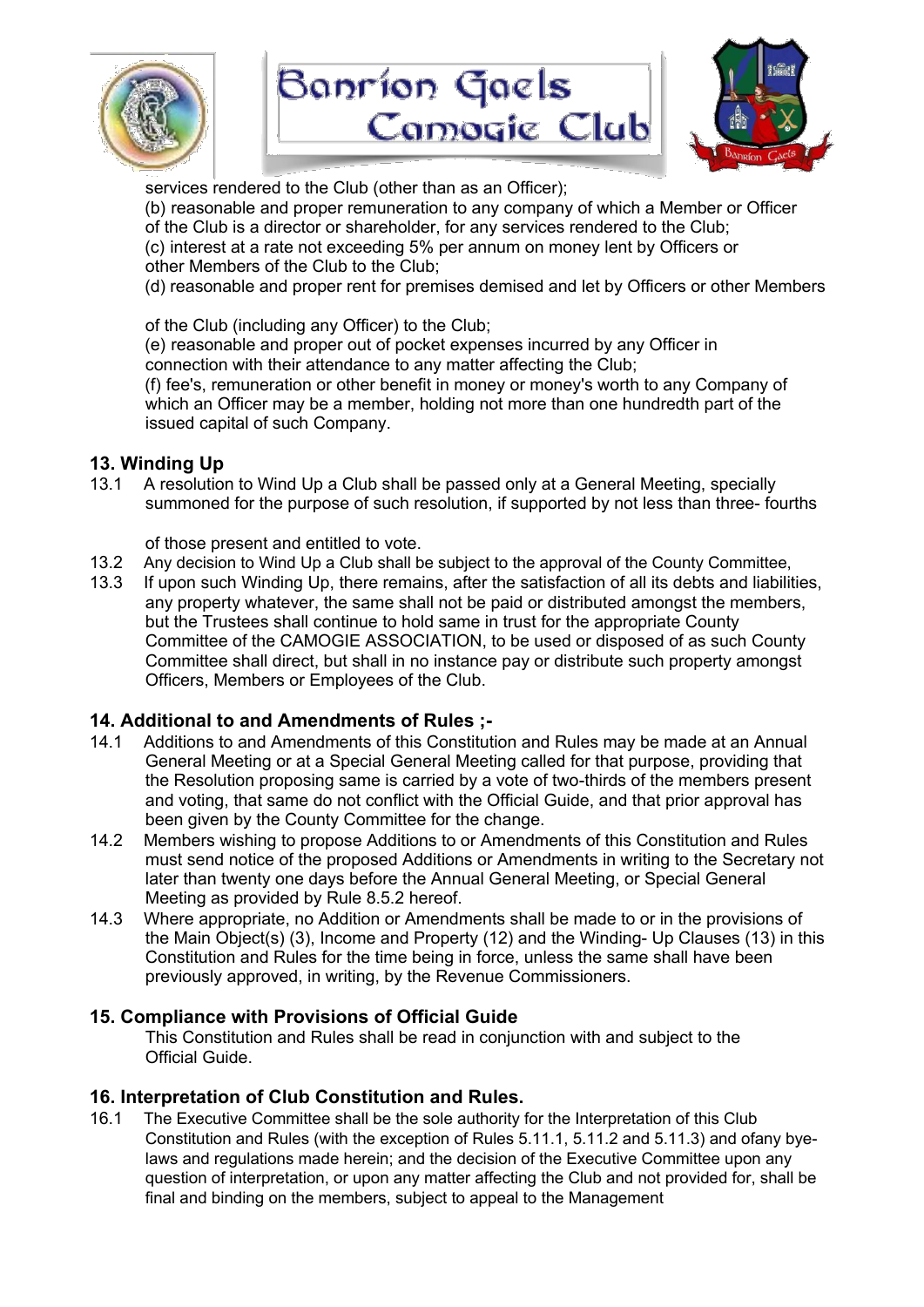services rendered to the Club (other than as an Officer);

(b) reasonable and proper remuneration to any company of which a Member or Officer of the Club is a director or shareholder, for any services rendered to the Club;

(c) interest at a rate not exceeding 5% per annum on money lent by Officers or other Members of the Club to the Club;

(d) reasonable and proper rent for premises demised and let by Officers or other Members of the Club (including any Officer) to the Club;

(e) reasonable and proper out of pocket expenses incurred by any Officer in connection with their attendance to any matter affecting the Club;

(f) fee's, remuneration or other benefit in money or money's worth to any Company of which an Officer may be a member, holding not more than one hundredth part of the issued capital of such Company.

## 13. Winding Up

13.1 A resolution to Wind Up a Club shall be passed only at a General Meeting, specially summoned for the purpose of such resolution, if supported by not less than three- fourths of those present and entitled to vote.

13.2 Any decision to Wind Up a Club shall be subject to the approval of the County Committee,

13.3 If upon such Winding Up, there remains, after the satisfaction of all its debts and liabilities, any property whatever, the same shall not be paid or distributed amongst the members, but the Trustees shall continue to hold same in trust for the appropriate County Committee of the CAMOGIE ASSOCIATION, to be used or disposed of as such County Committee shall direct, but shall in no instance pay or distribute such property amongst Officers, Members or Employees of the Club.

## 14. Additional to and Amendments of Rules ;-

14.1 Additions to and Amendments of this Constitution and Rules may be made at an Annual General Meeting or at a Special General Meeting called for that purpose, providing that the Resolution proposing same is carried by a vote of two-thirds of the members present and voting, that same do not conflict with the Official Guide, and that prior approval has been given by the County Committee for the change.

14.2 Members wishing to propose Additions to or Amendments of this Constitution and Rules must send notice of the proposed Additions or Amendments in writing to the Secretary not later than twenty one days before the Annual General Meeting, or Special General Meeting as provided by Rule 8.5.2 hereof.

14.3 Where appropriate, no Addition or Amendments shall be made to or in the provisions of the Main Object(s) (3), Income and Property (12) and the Winding- Up Clauses (13) in this Constitution and Rules for the time being in force, unless the same shall have been previously approved, in writing, by the Revenue Commissioners.

## 15. Compliance with Provisions of Official Guide

This Constitution and Rules shall be read in conjunction with and subject to the Official Guide.

## 16. Interpretation of Club Constitution and Rules.

16.1 The Executive Committee shall be the sole authority for the Interpretation of this Club Constitution and Rules (with the exception of Rules 5.11.1, 5.11.2 and 5.11.3) and ofany bye-laws and regulations made herein; and the decision of the Executive Committee upon any question of interpretation, or upon any matter affecting the Club and not provided for, shall be final and binding on the members, subject to appeal to the Management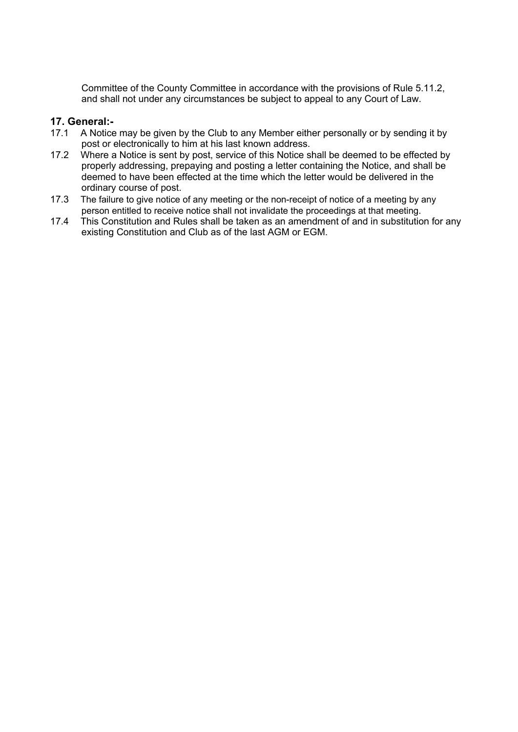Committee of the County Committee in accordance with the provisions of Rule 5.11.2, and shall not under any circumstances be subject to appeal to any Court of Law.

## 17. General:-

17.1 A Notice may be given by the Club to any Member either personally or by sending it by post or electronically to him at his last known address.

17.2 Where a Notice is sent by post, service of this Notice shall be deemed to be effected by properly addressing, prepaying and posting a letter containing the Notice, and shall be deemed to have been effected at the time which the letter would be delivered in the ordinary course of post.

17.3 The failure to give notice of any meeting or the non-receipt of notice of a meeting by any person entitled to receive notice shall not invalidate the proceedings at that meeting.

17.4 This Constitution and Rules shall be taken as an amendment of and in substitution for any existing Constitution and Club as of the last AGM or EGM.